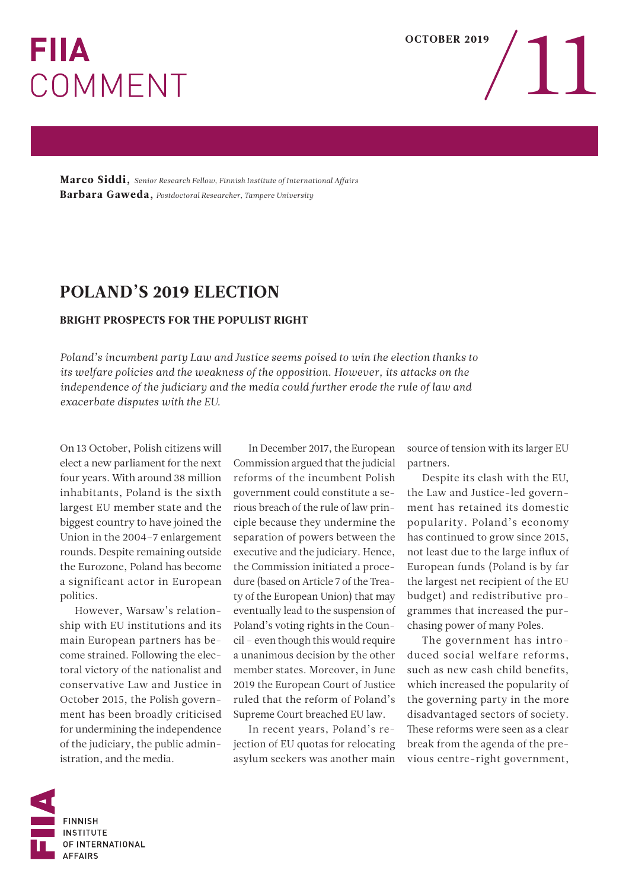# FIIA COMMENT

OCTOBER 2019 / 11

**Marco Siddi**, *Senior Research Fellow, Finnish Institute of International Affairs*
**Barbara Gaweda**, *Postdoctoral Researcher, Tampere University*

## POLAND'S 2019 ELECTION

### BRIGHT PROSPECTS FOR THE POPULIST RIGHT

*Poland's incumbent party Law and Justice seems poised to win the election thanks to its welfare policies and the weakness of the opposition. However, its attacks on the independence of the judiciary and the media could further erode the rule of law and exacerbate disputes with the EU.*

On 13 October, Polish citizens will elect a new parliament for the next four years. With around 38 million inhabitants, Poland is the sixth largest EU member state and the biggest country to have joined the Union in the 2004–7 enlargement rounds. Despite remaining outside the Eurozone, Poland has become a significant actor in European politics.

However, Warsaw's relationship with EU institutions and its main European partners has become strained. Following the electoral victory of the nationalist and conservative Law and Justice in October 2015, the Polish government has been broadly criticised for undermining the independence of the judiciary, the public administration, and the media.

In December 2017, the European Commission argued that the judicial reforms of the incumbent Polish government could constitute a serious breach of the rule of law principle because they undermine the separation of powers between the executive and the judiciary. Hence, the Commission initiated a procedure (based on Article 7 of the Treaty of the European Union) that may eventually lead to the suspension of Poland's voting rights in the Council – even though this would require a unanimous decision by the other member states. Moreover, in June 2019 the European Court of Justice ruled that the reform of Poland's Supreme Court breached EU law.

In recent years, Poland's rejection of EU quotas for relocating asylum seekers was another main source of tension with its larger EU partners.

Despite its clash with the EU, the Law and Justice-led government has retained its domestic popularity. Poland's economy has continued to grow since 2015, not least due to the large influx of European funds (Poland is by far the largest net recipient of the EU budget) and redistributive programmes that increased the purchasing power of many Poles.

The government has introduced social welfare reforms, such as new cash child benefits, which increased the popularity of the governing party in the more disadvantaged sectors of society. These reforms were seen as a clear break from the agenda of the previous centre-right government,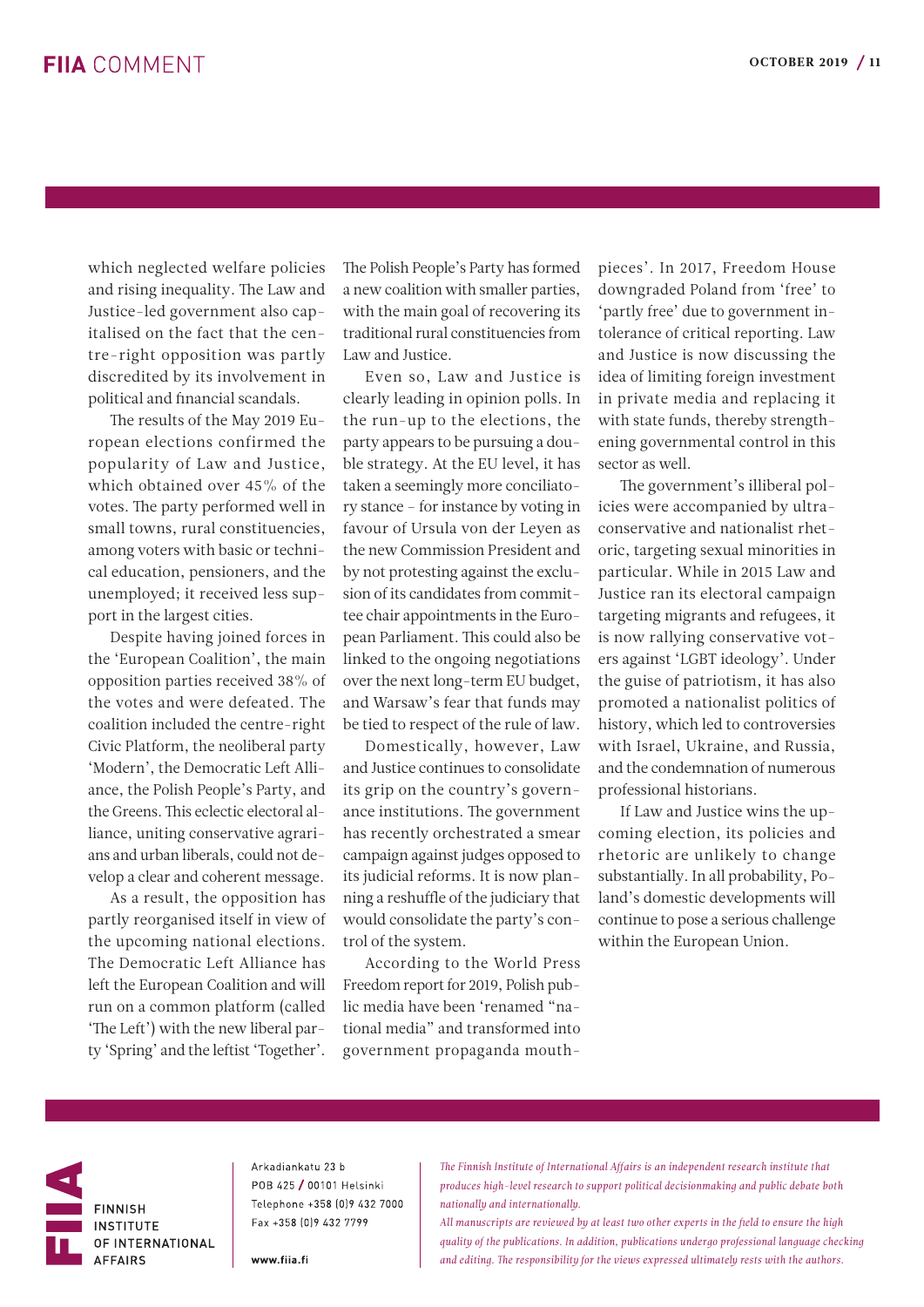which neglected welfare policies and rising inequality. The Law and Justice-led government also capitalised on the fact that the centre-right opposition was partly discredited by its involvement in political and financial scandals.

The results of the May 2019 European elections confirmed the popularity of Law and Justice, which obtained over 45% of the votes. The party performed well in small towns, rural constituencies, among voters with basic or technical education, pensioners, and the unemployed; it received less support in the largest cities.

Despite having joined forces in the 'European Coalition', the main opposition parties received 38% of the votes and were defeated. The coalition included the centre-right Civic Platform, the neoliberal party 'Modern', the Democratic Left Alliance, the Polish People's Party, and the Greens. This eclectic electoral alliance, uniting conservative agrarians and urban liberals, could not develop a clear and coherent message.

As a result, the opposition has partly reorganised itself in view of the upcoming national elections. The Democratic Left Alliance has left the European Coalition and will run on a common platform (called 'The Left') with the new liberal party 'Spring' and the leftist 'Together'. The Polish People's Party has formed a new coalition with smaller parties, with the main goal of recovering its traditional rural constituencies from Law and Justice.

Even so, Law and Justice is clearly leading in opinion polls. In the run-up to the elections, the party appears to be pursuing a double strategy. At the EU level, it has taken a seemingly more conciliatory stance – for instance by voting in favour of Ursula von der Leyen as the new Commission President and by not protesting against the exclusion of its candidates from committee chair appointments in the European Parliament. This could also be linked to the ongoing negotiations over the next long-term EU budget, and Warsaw's fear that funds may be tied to respect of the rule of law.

Domestically, however, Law and Justice continues to consolidate its grip on the country's governance institutions. The government has recently orchestrated a smear campaign against judges opposed to its judicial reforms. It is now planning a reshuffle of the judiciary that would consolidate the party's control of the system.

According to the World Press Freedom report for 2019, Polish public media have been 'renamed "national media" and transformed into government propaganda mouthpieces'. In 2017, Freedom House downgraded Poland from 'free' to 'partly free' due to government intolerance of critical reporting. Law and Justice is now discussing the idea of limiting foreign investment in private media and replacing it with state funds, thereby strengthening governmental control in this sector as well.

The government's illiberal policies were accompanied by ultraconservative and nationalist rhetoric, targeting sexual minorities in particular. While in 2015 Law and Justice ran its electoral campaign targeting migrants and refugees, it is now rallying conservative voters against 'LGBT ideology'. Under the guise of patriotism, it has also promoted a nationalist politics of history, which led to controversies with Israel, Ukraine, and Russia, and the condemnation of numerous professional historians.

If Law and Justice wins the upcoming election, its policies and rhetoric are unlikely to change substantially. In all probability, Poland's domestic developments will continue to pose a serious challenge within the European Union.

FINNISH INSTITUTE OF INTERNATIONAL AFFAIRS

Arkadiankatu 23 b
POB 425 / 00101 Helsinki
Telephone +358 (0)9 432 7000
Fax +358 (0)9 432 7799

www.fiia.fi

*The Finnish Institute of International Affairs is an independent research institute that produces high-level research to support political decisionmaking and public debate both nationally and internationally.*

*All manuscripts are reviewed by at least two other experts in the field to ensure the high quality of the publications. In addition, publications undergo professional language checking and editing. The responsibility for the views expressed ultimately rests with the authors.*